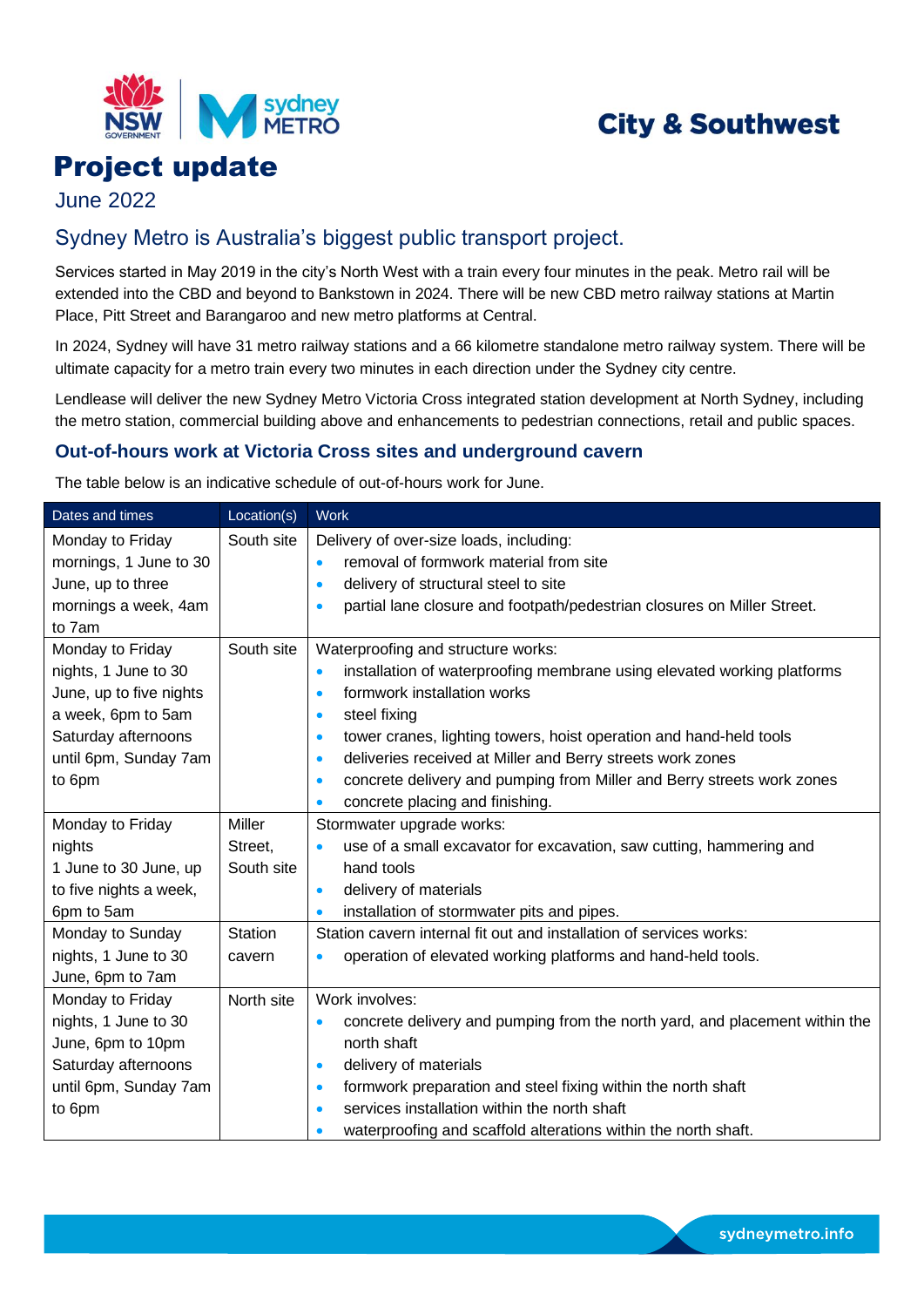City & Southwest

# Project update

June 2022

## Sydney Metro is Australia's biggest public transport project.

Services started in May 2019 in the city's North West with a train every four minutes in the peak. Metro rail will be extended into the CBD and beyond to Bankstown in 2024. There will be new CBD metro railway stations at Martin Place, Pitt Street and Barangaroo and new metro platforms at Central.

In 2024, Sydney will have 31 metro railway stations and a 66 kilometre standalone metro railway system. There will be ultimate capacity for a metro train every two minutes in each direction under the Sydney city centre.

Lendlease will deliver the new Sydney Metro Victoria Cross integrated station development at North Sydney, including the metro station, commercial building above and enhancements to pedestrian connections, retail and public spaces.

### Out-of-hours work at Victoria Cross sites and underground cavern

The table below is an indicative schedule of out-of-hours work for June.

| Dates and times | Location(s) | Work |
|---|---|---|
| Monday to Friday mornings, 1 June to 30 June, up to three mornings a week, 4am to 7am | South site | Delivery of over-size loads, including:<br>• removal of formwork material from site<br>• delivery of structural steel to site<br>• partial lane closure and footpath/pedestrian closures on Miller Street. |
| Monday to Friday nights, 1 June to 30 June, up to five nights a week, 6pm to 5am Saturday afternoons until 6pm, Sunday 7am to 6pm | South site | Waterproofing and structure works:<br>• installation of waterproofing membrane using elevated working platforms<br>• formwork installation works<br>• steel fixing<br>• tower cranes, lighting towers, hoist operation and hand-held tools<br>• deliveries received at Miller and Berry streets work zones<br>• concrete delivery and pumping from Miller and Berry streets work zones<br>• concrete placing and finishing. |
| Monday to Friday nights 1 June to 30 June, up to five nights a week, 6pm to 5am | Miller Street, South site | Stormwater upgrade works:<br>• use of a small excavator for excavation, saw cutting, hammering and hand tools<br>• delivery of materials<br>• installation of stormwater pits and pipes. |
| Monday to Sunday nights, 1 June to 30 June, 6pm to 7am | Station cavern | Station cavern internal fit out and installation of services works:<br>• operation of elevated working platforms and hand-held tools. |
| Monday to Friday nights, 1 June to 30 June, 6pm to 10pm Saturday afternoons until 6pm, Sunday 7am to 6pm | North site | Work involves:<br>• concrete delivery and pumping from the north yard, and placement within the north shaft<br>• delivery of materials<br>• formwork preparation and steel fixing within the north shaft<br>• services installation within the north shaft<br>• waterproofing and scaffold alterations within the north shaft. |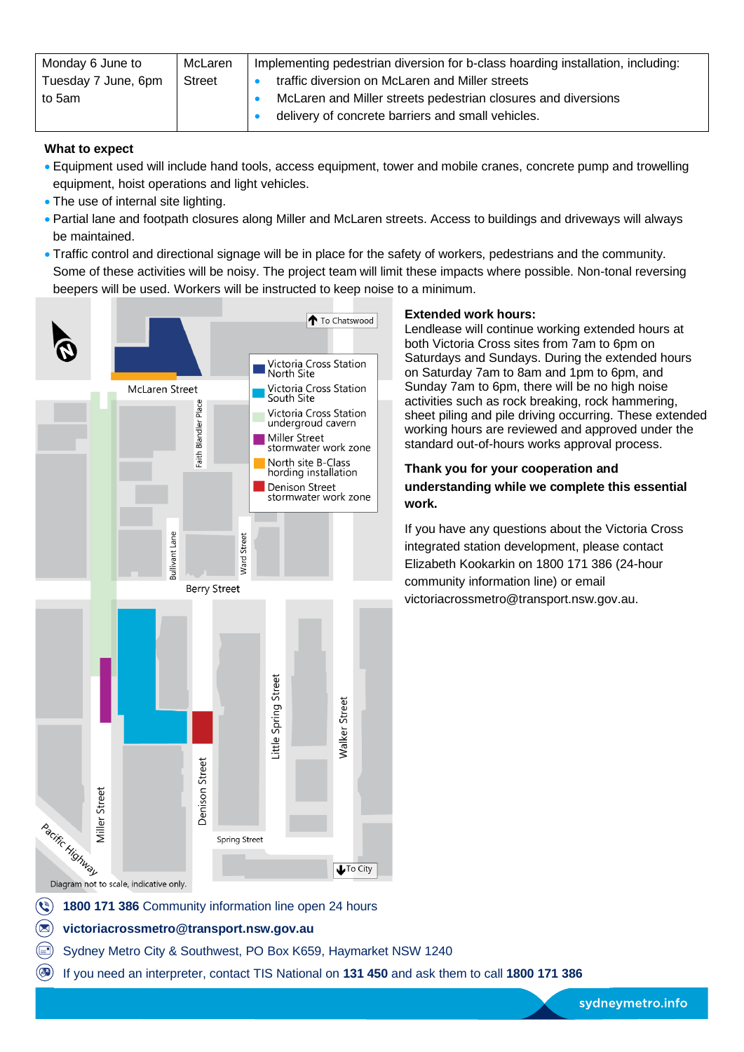| | | |
|---|---|---|
| Monday 6 June to Tuesday 7 June, 6pm to 5am | McLaren Street | Implementing pedestrian diversion for b-class hoarding installation, including: • traffic diversion on McLaren and Miller streets • McLaren and Miller streets pedestrian closures and diversions • delivery of concrete barriers and small vehicles. |

**What to expect**

- Equipment used will include hand tools, access equipment, tower and mobile cranes, concrete pump and trowelling equipment, hoist operations and light vehicles.
- The use of internal site lighting.
- Partial lane and footpath closures along Miller and McLaren streets. Access to buildings and driveways will always be maintained.
- Traffic control and directional signage will be in place for the safety of workers, pedestrians and the community. Some of these activities will be noisy. The project team will limit these impacts where possible. Non-tonal reversing beepers will be used. Workers will be instructed to keep noise to a minimum.

To Chatswood

Victoria Cross Station North Site
Victoria Cross Station South Site
Victoria Cross Station underground cavern
Miller Street stormwater work zone
North site B-Class hording installation
Denison Street stormwater work zone

McLaren Street
Faith Blandier Place
Bullivant Lane
Ward Street
Berry Street
Little Spring Street
Walker Street
Miller Street
Denison Street
Spring Street
Pacific Highway
To City

Diagram not to scale, indicative only.

**Extended work hours:**
Lendlease will continue working extended hours at both Victoria Cross sites from 7am to 6pm on Saturdays and Sundays. During the extended hours on Saturday 7am to 8am and 1pm to 6pm, and Sunday 7am to 6pm, there will be no high noise activities such as rock breaking, rock hammering, sheet piling and pile driving occurring. These extended working hours are reviewed and approved under the standard out-of-hours works approval process.

**Thank you for your cooperation and understanding while we complete this essential work.**

If you have any questions about the Victoria Cross integrated station development, please contact Elizabeth Kookarkin on 1800 171 386 (24-hour community information line) or email victoriacrossmetro@transport.nsw.gov.au.

**1800 171 386** Community information line open 24 hours

**victoriacrossmetro@transport.nsw.gov.au**

Sydney Metro City & Southwest, PO Box K659, Haymarket NSW 1240

If you need an interpreter, contact TIS National on **131 450** and ask them to call **1800 171 386**

sydneymetro.info